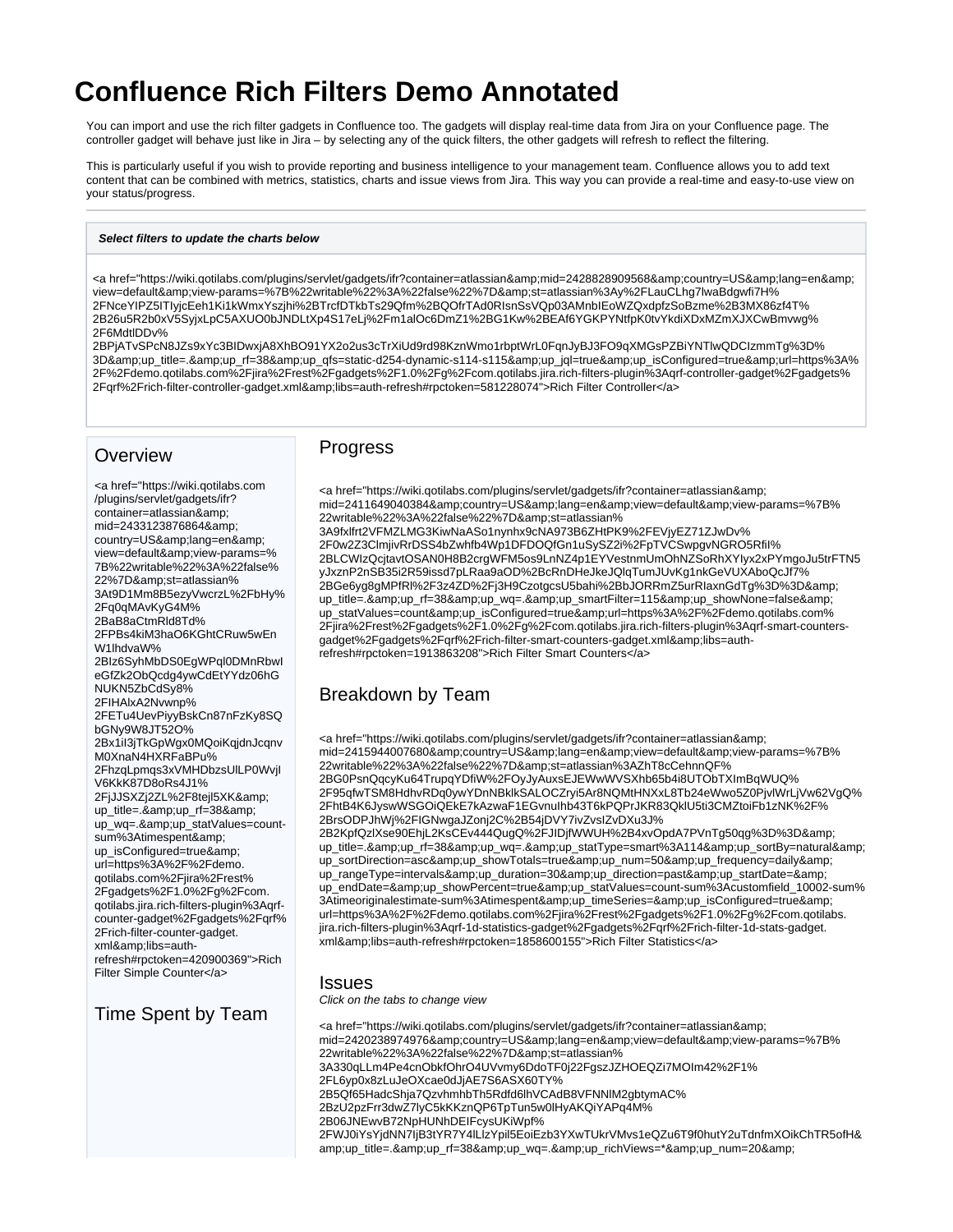# Confluence Rich Filters Demo Annotated

You can import and use the rich filter gadgets in Confluence too. The gadgets will display real-time data from Jira on your Confluence page. The controller gadget will behave just like in Jira – by selecting any of the quick filters, the other gadgets will refresh to reflect the filtering.

This is particularly useful if you wish to provide reporting and business intelligence to your management team. Confluence allows you to add text content that can be combined with metrics, statistics, charts and issue views from Jira. This way you can provide a real-time and easy-to-use view on your status/progress.

***Select filters to update the charts below***

<a href="https://wiki.qotilabs.com/plugins/servlet/gadgets/ifr?container=atlassian&amp;mid=2428828909568&amp;country=US&amp;lang=en&amp;view=default&amp;view-params=%7B%22writable%22%3A%22false%22%7D&amp;st=atlassian%3Ay%2FLauCLhg7lwaBdgwfi7H%2FNceYIPZ5ITIyjcEeh1Ki1kWmxYszjhi%2BTrcfDTkbTs29Qfm%2BQOfrTAd0RIsnSsVQp03AMnbIEoWZQxdpfzSoBzme%2B3MX86zf4T%2B26u5R2b0xV5SyjxLpC5AXUO0bJNDLtXp4S17eLj%2Fm1alOc6DmZ1%2BG1Kw%2BEAf6YGKPYNtfpK0tvYkdiXDxMZmXJXCwBmvwg%2F6MdtlDDv%2BPjATvSPcN8JZs9xYc3BIDwxjA8XhBO91YX2o2us3cTrXiUd9rd98KznWmo1rbptWrL0FqnJyBJ3FO9qXMGsPZBiYNTlwQDCIzmmTg%3D%3D&amp;up_title=.&amp;up_rf=38&amp;up_qfs=static-d254-dynamic-s114-s115&amp;up_jql=true&amp;up_isConfigured=true&amp;url=https%3A%2F%2Fdemo.qotilabs.com%2Fjira%2Frest%2Fgadgets%2F1.0%2Fg%2Fcom.qotilabs.jira.rich-filters-plugin%3Aqrf-controller-gadget%2Fgadgets%2Fqrf%2Frich-filter-controller-gadget.xml&amp;libs=auth-refresh#rpctoken=581228074">Rich Filter Controller</a>

## Overview

<a href="https://wiki.qotilabs.com/plugins/servlet/gadgets/ifr?container=atlassian&amp;mid=2433123876864&amp;country=US&amp;lang=en&amp;view=default&amp;view-params=%7B%22writable%22%3A%22false%22%7D&amp;st=atlassian%3At9D1Mm8B5ezyVwcrzL%2FbHy%2Fq0qMAvKyG4M%2BaB8aCtmRld8Td%2FPBs4kiM3haO6KGhtCRuw5wEnW1lhdvaW%2BIz6SyhMbDS0EgWPql0DMnRbwIeGfZk2ObQcdg4ywCdEtYYdz06hGNUKN5ZbCdSy8%2FIHAlxA2Nvwnp%2FETu4UevPiyyBskCn87nFzKy8SQbGNy9W8JT52O%2Bx1iI3jTkGpWgx0MQoiKqjdnJcqnvM0XnaN4HXRFaBPu%2FhzqLpmqs3xVMHDbzsUlLP0WvjIV6KkK87D8oRs4J1%2FjJJSXZj2ZL%2F8tejl5XK&amp;up_title=.&amp;up_rf=38&amp;up_wq=.&amp;up_statValues=count-sum%3Atimespent&amp;up_isConfigured=true&amp;url=https%3A%2F%2Fdemo.qotilabs.com%2Fjira%2Frest%2Fgadgets%2F1.0%2Fg%2Fcom.qotilabs.jira.rich-filters-plugin%3Aqrf-counter-gadget%2Fgadgets%2Fqrf%2Frich-filter-counter-gadget.xml&amp;libs=auth-refresh#rpctoken=420900369">Rich Filter Simple Counter</a>

## Time Spent by Team

## Progress

<a href="https://wiki.qotilabs.com/plugins/servlet/gadgets/ifr?container=atlassian&amp;mid=2411649040384&amp;country=US&amp;lang=en&amp;view=default&amp;view-params=%7B%22writable%22%3A%22false%22%7D&amp;st=atlassian%3A9fxlfrt2VFMZLMG3KiwNaASo1nynhx9cNA973B6ZHtPK9%2FEVjyEZ71ZJwDv%2F0w2Z3ClmjivRrDSS4bZwhfb4Wp1DFDOQfGn1uSySZ2i%2FpTVCSwpgvNGRO5RfiI%2BLCWIzQcjtavtOSAN0H8B2crgWFM5os9LnNZ4p1EYVestnmUmOhNZSoRhXYIyx2xPYmgoJu5trFTN5yJxznP2nSB35i2R59issd7pLRaa9aOD%2BcRnDHeJkeJQlqTumJUvKg1nkGeVUXAboQcJf7%2BGe6yg8gMPfRl%2F3z4ZD%2Fj3H9CzotgcsU5bahi%2BbJORRmZ5urRIaxnGdTg%3D%3D&amp;up_title=.&amp;up_rf=38&amp;up_wq=.&amp;up_smartFilter=115&amp;up_showNone=false&amp;up_statValues=count&amp;up_isConfigured=true&amp;url=https%3A%2F%2Fdemo.qotilabs.com%2Fjira%2Frest%2Fgadgets%2F1.0%2Fg%2Fcom.qotilabs.jira.rich-filters-plugin%3Aqrf-smart-counters-gadget%2Fgadgets%2Fqrf%2Frich-filter-smart-counters-gadget.xml&amp;libs=auth-refresh#rpctoken=1913863208">Rich Filter Smart Counters</a>

## Breakdown by Team

<a href="https://wiki.qotilabs.com/plugins/servlet/gadgets/ifr?container=atlassian&amp;mid=2415944007680&amp;country=US&amp;lang=en&amp;view=default&amp;view-params=%7B%22writable%22%3A%22false%22%7D&amp;st=atlassian%3AZhT8cCehnnQF%2BG0PsnQqcyKu64TrupqYDfiW%2FOyJyAuxsEJEWwWVSXhb65b4i8UTObTXImBqWUQ%2F95qfwTSM8HdhvRDq0ywYDnNBklkSALOCZryi5Ar8NQMtHNXxL8Tb24eWwo5Z0PjvlWrLjVw62VgQ%2FhtB4K6JyswWSGOiQEkE7kAzwaF1EGvnuIhb43T6kPQrJKR83QklU5ti3CMZtoiFb1zNK%2F%2BrsODPJhWj%2FIGNwgaJZonj2C%2B54jDVY7ivZvsIZvDXu3J%2B2KpfQzlXse90EhjL2KsCEv444QugQ%2FJIDjfWWUH%2B4xvOpdA7PVnTg50qg%3D%3D&amp;up_title=.&amp;up_rf=38&amp;up_wq=.&amp;up_statType=smart%3A114&amp;up_sortBy=natural&amp;up_sortDirection=asc&amp;up_showTotals=true&amp;up_num=50&amp;up_frequency=daily&amp;up_rangeType=intervals&amp;up_duration=30&amp;up_direction=past&amp;up_startDate=&amp;up_endDate=&amp;up_showPercent=true&amp;up_statValues=count-sum%3Acustomfield_10002-sum%3Atimeoriginalestimate-sum%3Atimespent&amp;up_timeSeries=&amp;up_isConfigured=true&amp;url=https%3A%2F%2Fdemo.qotilabs.com%2Fjira%2Frest%2Fgadgets%2F1.0%2Fg%2Fcom.qotilabs.jira.rich-filters-plugin%3Aqrf-1d-statistics-gadget%2Fgadgets%2Fqrf%2Frich-filter-1d-stats-gadget.xml&amp;libs=auth-refresh#rpctoken=1858600155">Rich Filter Statistics</a>

## Issues

*Click on the tabs to change view*

<a href="https://wiki.qotilabs.com/plugins/servlet/gadgets/ifr?container=atlassian&amp;mid=2420238974976&amp;country=US&amp;lang=en&amp;view=default&amp;view-params=%7B%22writable%22%3A%22false%22%7D&amp;st=atlassian%3A330qLLm4Pe4cnObkfOhrO4UVvmy6DdoTF0j22FgszJZHOEQZi7MOIm42%2F1%2FL6yp0x8zLuJeOXcae0dJjAE7S6ASX60TY%2B5Qf65HadcShja7QzvhmhbTh5Rdfd6lhVCAdB8VFNNlM2gbtymAC%2BzU2pzFrr3dwZ7lyC5kKKznQP6TpTun5w0lHyAKQiYAPq4M%2B06JNEwvB72NpHUNhDEIFcysUKiWpf%2FWJ0iYsYjdNN7IjB3tYR7Y4lLlzYpil5EoiEzb3YXwTUkrVMvs1eQZu6T9f0hutY2uTdnfmXOikChTR5ofH&amp;up_title=.&amp;up_rf=38&amp;up_wq=.&amp;up_richViews=*&amp;up_num=20&amp;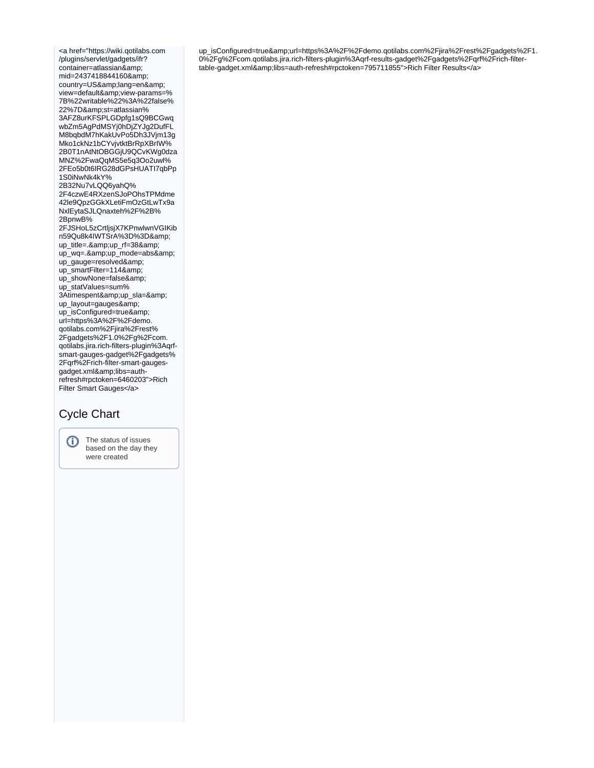<a href="https://wiki.qotilabs.com/plugins/servlet/gadgets/ifr?container=atlassian&amp;mid=2437418844160&amp;country=US&amp;lang=en&amp;view=default&amp;view-params=%7B%22writable%22%3A%22false%22%7D&amp;st=atlassian%3AFZ8urKFSPLGDpfg1sQ9BCGwqwbZm5AgPdMSYj0hDjZYJg2DufFLM8bqbdM7hKakUvPo5Dh3JVjm13gMko1ckNz1bCYvjvtktBrRpXBrIW%2B0T1nAtNtOBGGjU9QCvKWg0dzaMNZ%2FwaQqMS5e5q3Oo2uwl%2FEo5b0t6IRG28dGPsHUATI7qbPp1S0iNwNk4kY%2B32Nu7vLQQ6yahQ%2F4czwE4RXzenSJoPOhsTPMdme42le9QpzGGkXLetiFmOzGtLwTx9aNxlEytaSJLQnaxteh%2F%2B%2BpnwB%2FJSHoL5zCrtljsjX7KPnwlwnVGIKibn59Qu8k4IWTSrA%3D%3D&amp;up_title=.&amp;up_rf=38&amp;up_wq=.&amp;up_mode=abs&amp;up_gauge=resolved&amp;up_smartFilter=114&amp;up_showNone=false&amp;up_statValues=sum%3Atimespent&amp;up_sla=&amp;up_layout=gauges&amp;up_isConfigured=true&amp;url=https%3A%2F%2Fdemo.qotilabs.com%2Fjira%2Frest%2Fgadgets%2F1.0%2Fg%2Fcom.qotilabs.jira.rich-filters-plugin%3Aqrf-smart-gauges-gadget%2Fgadgets%2Fqrf%2Frich-filter-smart-gauges-gadget.xml&amp;libs=auth-refresh#rpctoken=6460203">Rich Filter Smart Gauges</a>

## Cycle Chart

> The status of issues based on the day they were created

up_isConfigured=true&amp;url=https%3A%2F%2Fdemo.qotilabs.com%2Fjira%2Frest%2Fgadgets%2F1.0%2Fg%2Fcom.qotilabs.jira.rich-filters-plugin%3Aqrf-results-gadget%2Fgadgets%2Fqrf%2Frich-filter-table-gadget.xml&amp;libs=auth-refresh#rpctoken=795711855">Rich Filter Results</a>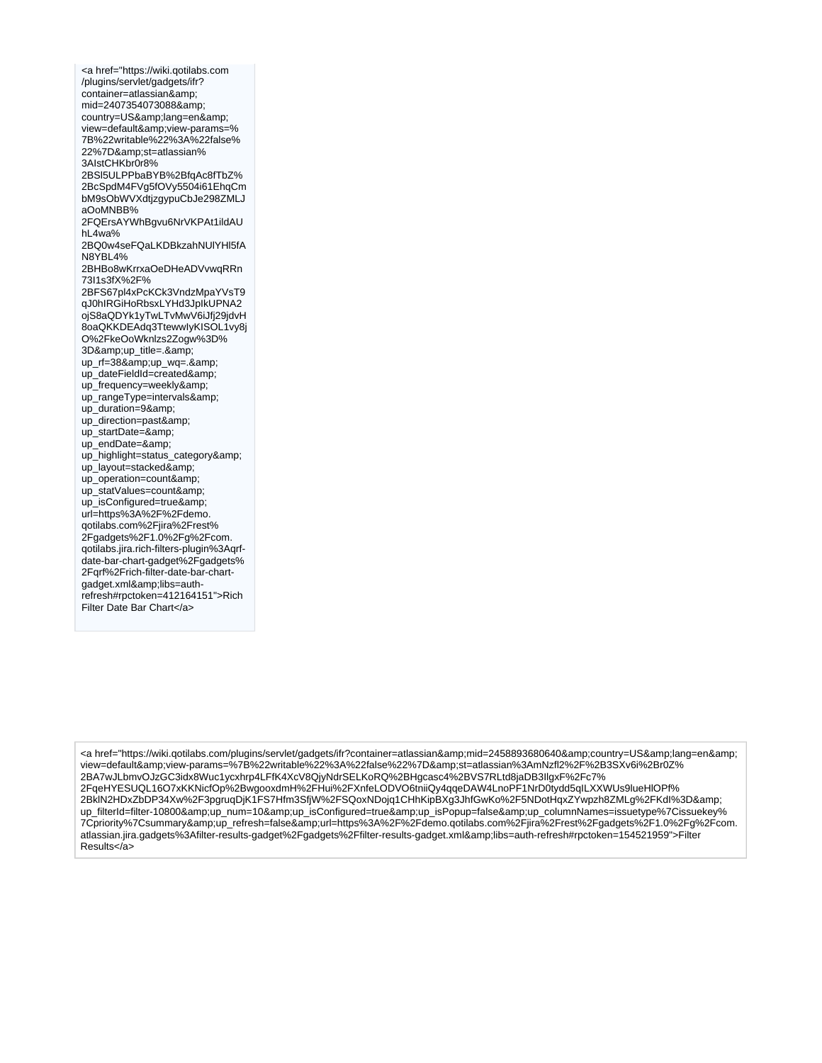```
<a href="https://wiki.qotilabs.com/plugins/servlet/gadgets/ifr?container=atlassian&amp;mid=2407354073088&amp;country=US&amp;lang=en&amp;view=default&amp;view-params=%7B%22writable%22%3A%22false%22%7D&amp;st=atlassian%3AIstCHKbr0r8%2BSl5ULPPbaBYB%2BfqAc8fTbZ%2BcSpdM4FVg5fOVy5504i61EhqCmbM9sObWVXdtjzgypuCbJe298ZMLJaOoMNBB%2FQErsAYWhBgvu6NrVKPAt1ildAUhL4wa%2BQ0w4seFQaLKDBkzahNUlYHl5fAN8YBL4%2BHBo8wKrrxaOeDHeADVvwqRRn73I1s3fX%2F%2BFS67pl4xPcKCk3VndzMpaYVsT9qJ0hIRGiHoRbsxLYHd3JpIkUPNA2ojS8aQDYk1yTwLTvMwV6iJfj29jdvH8oaQKKDEAdq3TtewwIyKISOL1vy8jO%2FkeOoWknlzs2Zogw%3D%3D&amp;up_title=.&amp;up_rf=38&amp;up_wq=.&amp;up_dateFieldId=created&amp;up_frequency=weekly&amp;up_rangeType=intervals&amp;up_duration=9&amp;up_direction=past&amp;up_startDate=&amp;up_endDate=&amp;up_highlight=status_category&amp;up_layout=stacked&amp;up_operation=count&amp;up_statValues=count&amp;up_isConfigured=true&amp;url=https%3A%2F%2Fdemo.qotilabs.com%2Fjira%2Frest%2Fgadgets%2F1.0%2Fg%2Fcom.qotilabs.jira.rich-filters-plugin%3Aqrf-date-bar-chart-gadget%2Fgadgets%2Fqrf%2Frich-filter-date-bar-chart-gadget.xml&amp;libs=auth-refresh#rpctoken=412164151">Rich Filter Date Bar Chart</a>
```

```
<a href="https://wiki.qotilabs.com/plugins/servlet/gadgets/ifr?container=atlassian&amp;mid=2458893680640&amp;country=US&amp;lang=en&amp;view=default&amp;view-params=%7B%22writable%22%3A%22false%22%7D&amp;st=atlassian%3AmNzfl2%2F%2B3SXv6i%2Br0Z%2BA7wJLbmvOJzGC3idx8Wuc1ycxhrp4LFfK4XcV8QjyNdrSELKoRQ%2BHgcasc4%2BVS7RLtd8jaDB3IlgxF%2Fc7%2FqeHYESUQL16O7xKKNicfOp%2BwgooxdmH%2FHui%2FXnfeLODVO6tniiQy4qqeDAW4LnoPF1NrD0tydd5qILXXWUs9lueHlOPf%2BklN2HDxZbDP34Xw%2F3pgruqDjK1FS7Hfm3SfjW%2FSQoxNDojq1CHhKipBXg3JhfGwKo%2F5NDotHqxZYwpzh8ZMLg%2FKdI%3D&amp;up_filterId=filter-10800&amp;up_num=10&amp;up_isConfigured=true&amp;up_isPopup=false&amp;up_columnNames=issuetype%7Cissuekey%7Cpriority%7Csummary&amp;up_refresh=false&amp;url=https%3A%2F%2Fdemo.qotilabs.com%2Fjira%2Frest%2Fgadgets%2F1.0%2Fg%2Fcom.atlassian.jira.gadgets%3Afilter-results-gadget%2Fgadgets%2Ffilter-results-gadget.xml&amp;libs=auth-refresh#rpctoken=154521959">Filter Results</a>
```